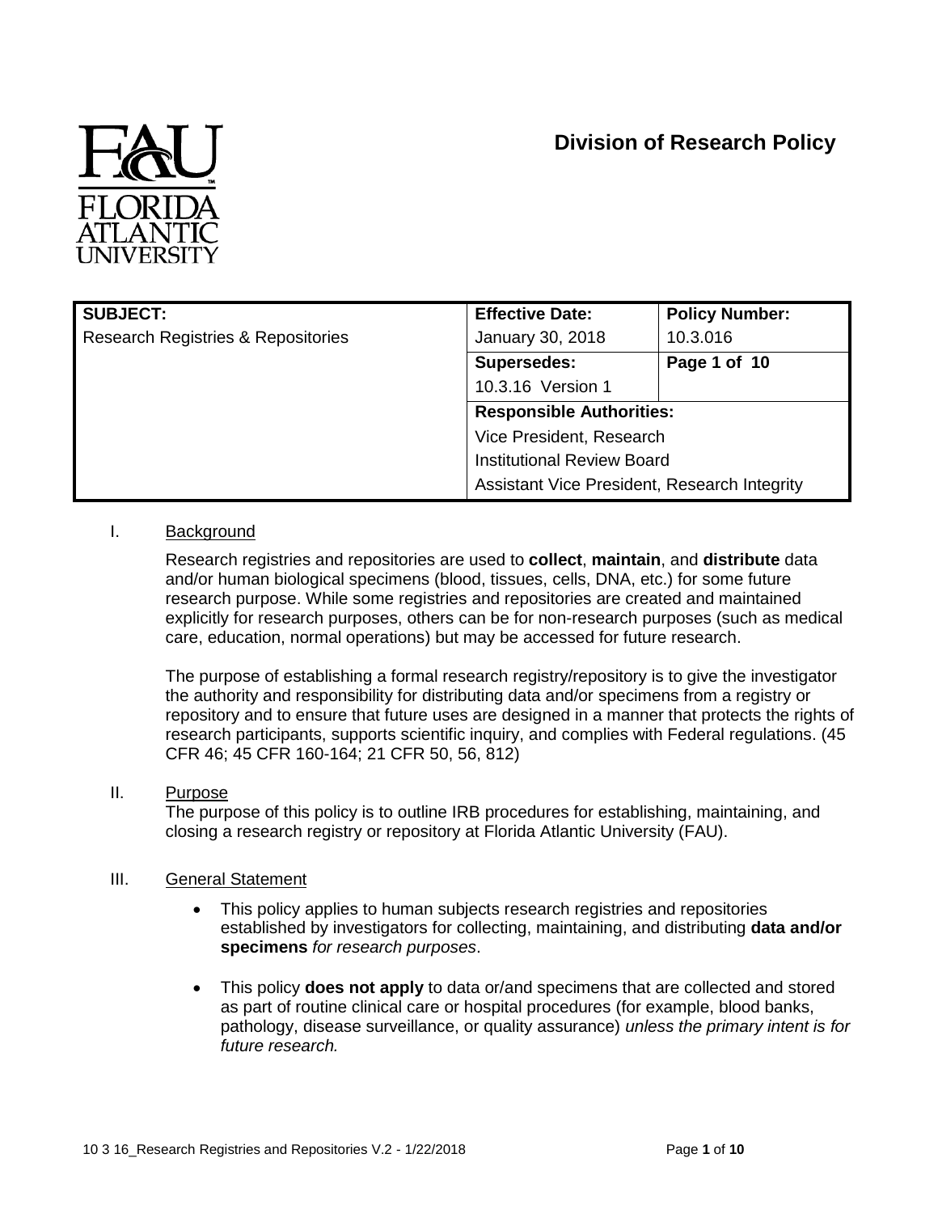# Division of Research Policy

| SUBJECT: | Effective Date: | Policy Number: |
|---|---|---|
| Research Registries & Repositories | January 30, 2018 | 10.3.016 |
| | **Supersedes:** | **Page 1 of 10** |
| | 10.3.16 Version 1 | |
| | **Responsible Authorities:** | |
| | Vice President, Research | |
| | Institutional Review Board | |
| | Assistant Vice President, Research Integrity | |

## I. Background

Research registries and repositories are used to **collect**, **maintain**, and **distribute** data and/or human biological specimens (blood, tissues, cells, DNA, etc.) for some future research purpose. While some registries and repositories are created and maintained explicitly for research purposes, others can be for non-research purposes (such as medical care, education, normal operations) but may be accessed for future research.

The purpose of establishing a formal research registry/repository is to give the investigator the authority and responsibility for distributing data and/or specimens from a registry or repository and to ensure that future uses are designed in a manner that protects the rights of research participants, supports scientific inquiry, and complies with Federal regulations. (45 CFR 46; 45 CFR 160-164; 21 CFR 50, 56, 812)

## II. Purpose

The purpose of this policy is to outline IRB procedures for establishing, maintaining, and closing a research registry or repository at Florida Atlantic University (FAU).

## III. General Statement

- This policy applies to human subjects research registries and repositories established by investigators for collecting, maintaining, and distributing **data and/or specimens** *for research purposes*.

- This policy **does not apply** to data or/and specimens that are collected and stored as part of routine clinical care or hospital procedures (for example, blood banks, pathology, disease surveillance, or quality assurance) *unless the primary intent is for future research.*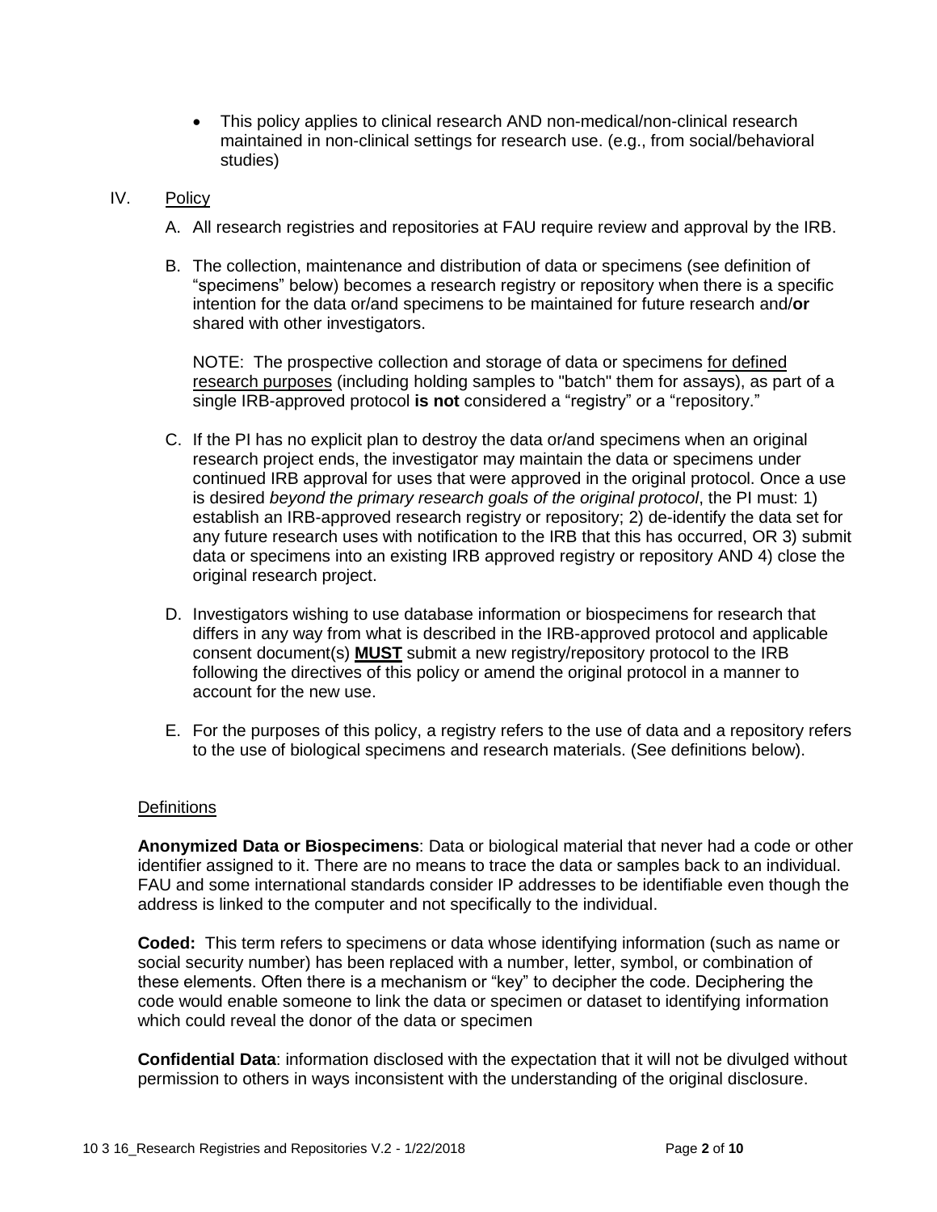- This policy applies to clinical research AND non-medical/non-clinical research maintained in non-clinical settings for research use. (e.g., from social/behavioral studies)

## IV. Policy

A. All research registries and repositories at FAU require review and approval by the IRB.

B. The collection, maintenance and distribution of data or specimens (see definition of "specimens" below) becomes a research registry or repository when there is a specific intention for the data or/and specimens to be maintained for future research and/**or** shared with other investigators.

NOTE: The prospective collection and storage of data or specimens for defined research purposes (including holding samples to "batch" them for assays), as part of a single IRB-approved protocol **is not** considered a "registry" or a "repository."

C. If the PI has no explicit plan to destroy the data or/and specimens when an original research project ends, the investigator may maintain the data or specimens under continued IRB approval for uses that were approved in the original protocol. Once a use is desired *beyond the primary research goals of the original protocol*, the PI must: 1) establish an IRB-approved research registry or repository; 2) de-identify the data set for any future research uses with notification to the IRB that this has occurred, OR 3) submit data or specimens into an existing IRB approved registry or repository AND 4) close the original research project.

D. Investigators wishing to use database information or biospecimens for research that differs in any way from what is described in the IRB-approved protocol and applicable consent document(s) **MUST** submit a new registry/repository protocol to the IRB following the directives of this policy or amend the original protocol in a manner to account for the new use.

E. For the purposes of this policy, a registry refers to the use of data and a repository refers to the use of biological specimens and research materials. (See definitions below).

### Definitions

**Anonymized Data or Biospecimens**: Data or biological material that never had a code or other identifier assigned to it. There are no means to trace the data or samples back to an individual. FAU and some international standards consider IP addresses to be identifiable even though the address is linked to the computer and not specifically to the individual.

**Coded:** This term refers to specimens or data whose identifying information (such as name or social security number) has been replaced with a number, letter, symbol, or combination of these elements. Often there is a mechanism or "key" to decipher the code. Deciphering the code would enable someone to link the data or specimen or dataset to identifying information which could reveal the donor of the data or specimen

**Confidential Data**: information disclosed with the expectation that it will not be divulged without permission to others in ways inconsistent with the understanding of the original disclosure.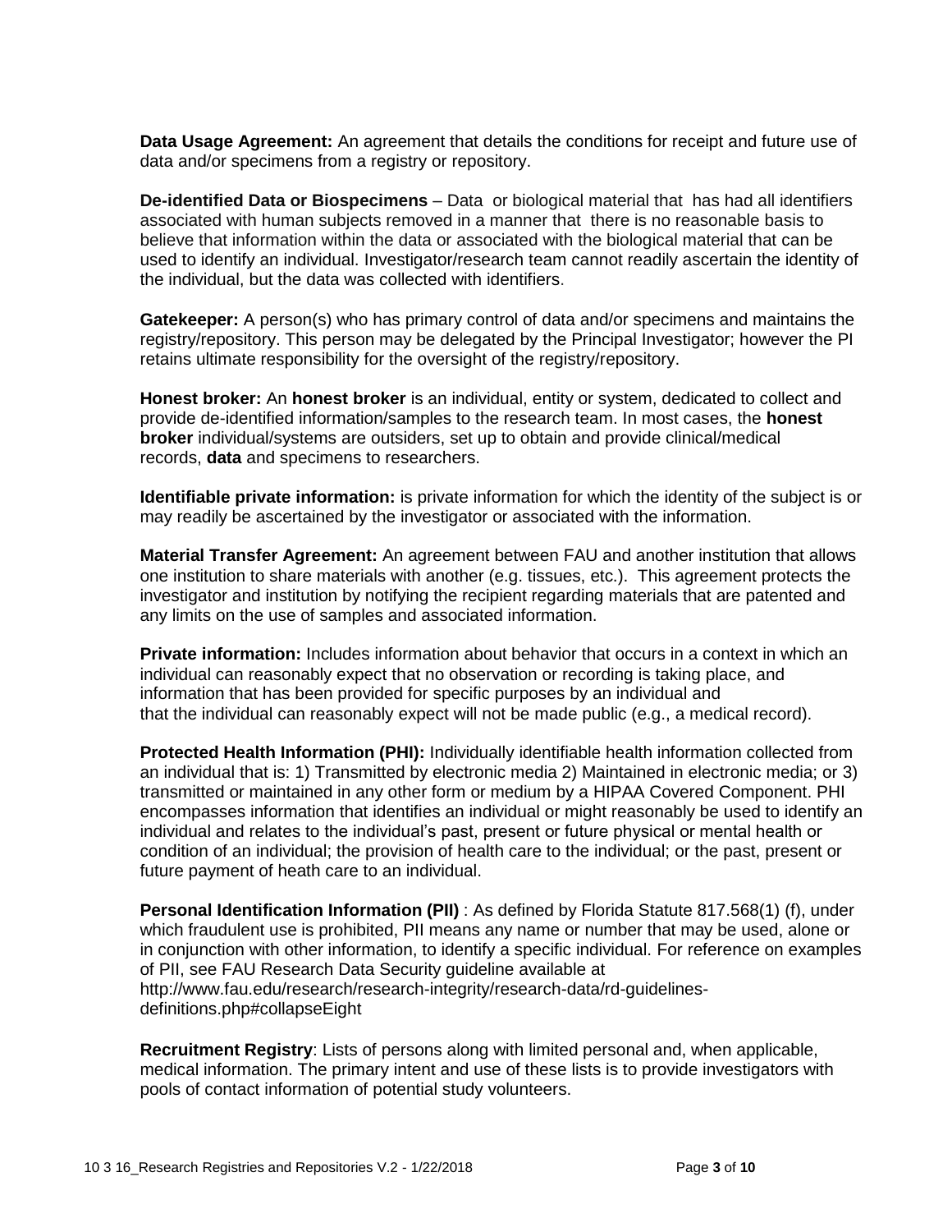**Data Usage Agreement:** An agreement that details the conditions for receipt and future use of data and/or specimens from a registry or repository.

**De-identified Data or Biospecimens** – Data or biological material that has had all identifiers associated with human subjects removed in a manner that there is no reasonable basis to believe that information within the data or associated with the biological material that can be used to identify an individual. Investigator/research team cannot readily ascertain the identity of the individual, but the data was collected with identifiers.

**Gatekeeper:** A person(s) who has primary control of data and/or specimens and maintains the registry/repository. This person may be delegated by the Principal Investigator; however the PI retains ultimate responsibility for the oversight of the registry/repository.

**Honest broker:** An **honest broker** is an individual, entity or system, dedicated to collect and provide de-identified information/samples to the research team. In most cases, the **honest broker** individual/systems are outsiders, set up to obtain and provide clinical/medical records, **data** and specimens to researchers.

**Identifiable private information:** is private information for which the identity of the subject is or may readily be ascertained by the investigator or associated with the information.

**Material Transfer Agreement:** An agreement between FAU and another institution that allows one institution to share materials with another (e.g. tissues, etc.). This agreement protects the investigator and institution by notifying the recipient regarding materials that are patented and any limits on the use of samples and associated information.

**Private information:** Includes information about behavior that occurs in a context in which an individual can reasonably expect that no observation or recording is taking place, and information that has been provided for specific purposes by an individual and that the individual can reasonably expect will not be made public (e.g., a medical record).

**Protected Health Information (PHI):** Individually identifiable health information collected from an individual that is: 1) Transmitted by electronic media 2) Maintained in electronic media; or 3) transmitted or maintained in any other form or medium by a HIPAA Covered Component. PHI encompasses information that identifies an individual or might reasonably be used to identify an individual and relates to the individual's past, present or future physical or mental health or condition of an individual; the provision of health care to the individual; or the past, present or future payment of heath care to an individual.

**Personal Identification Information (PII)** : As defined by Florida Statute 817.568(1) (f), under which fraudulent use is prohibited, PII means any name or number that may be used, alone or in conjunction with other information, to identify a specific individual. For reference on examples of PII, see FAU Research Data Security guideline available at http://www.fau.edu/research/research-integrity/research-data/rd-guidelines-definitions.php#collapseEight

**Recruitment Registry**: Lists of persons along with limited personal and, when applicable, medical information. The primary intent and use of these lists is to provide investigators with pools of contact information of potential study volunteers.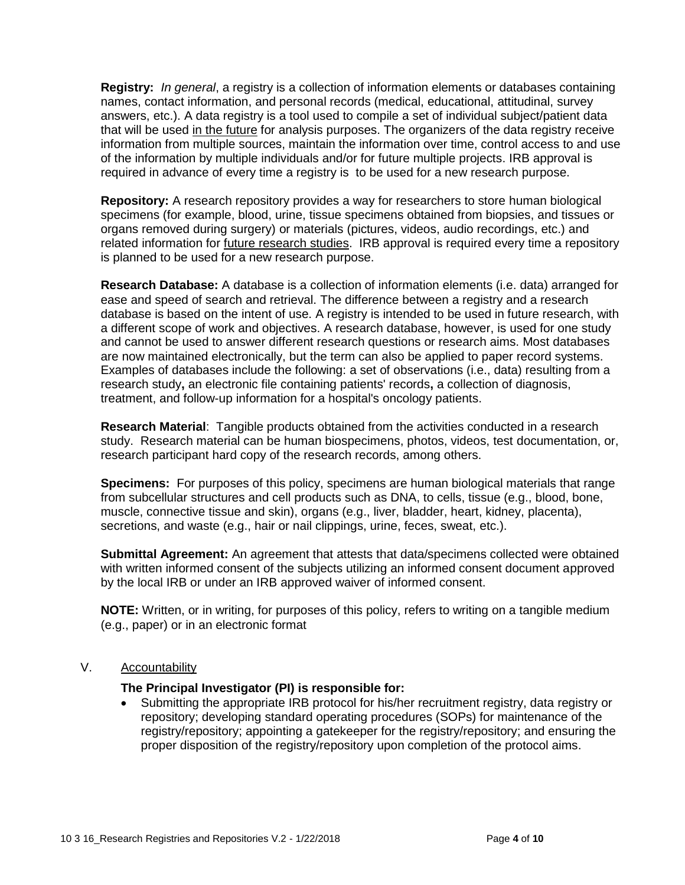**Registry:** *In general*, a registry is a collection of information elements or databases containing names, contact information, and personal records (medical, educational, attitudinal, survey answers, etc.). A data registry is a tool used to compile a set of individual subject/patient data that will be used in the future for analysis purposes. The organizers of the data registry receive information from multiple sources, maintain the information over time, control access to and use of the information by multiple individuals and/or for future multiple projects. IRB approval is required in advance of every time a registry is to be used for a new research purpose.

**Repository:** A research repository provides a way for researchers to store human biological specimens (for example, blood, urine, tissue specimens obtained from biopsies, and tissues or organs removed during surgery) or materials (pictures, videos, audio recordings, etc.) and related information for future research studies. IRB approval is required every time a repository is planned to be used for a new research purpose.

**Research Database:** A database is a collection of information elements (i.e. data) arranged for ease and speed of search and retrieval. The difference between a registry and a research database is based on the intent of use. A registry is intended to be used in future research, with a different scope of work and objectives. A research database, however, is used for one study and cannot be used to answer different research questions or research aims. Most databases are now maintained electronically, but the term can also be applied to paper record systems. Examples of databases include the following: a set of observations (i.e., data) resulting from a research study**,** an electronic file containing patients' records**,** a collection of diagnosis, treatment, and follow-up information for a hospital's oncology patients.

**Research Material**: Tangible products obtained from the activities conducted in a research study. Research material can be human biospecimens, photos, videos, test documentation, or, research participant hard copy of the research records, among others.

**Specimens:** For purposes of this policy, specimens are human biological materials that range from subcellular structures and cell products such as DNA, to cells, tissue (e.g., blood, bone, muscle, connective tissue and skin), organs (e.g., liver, bladder, heart, kidney, placenta), secretions, and waste (e.g., hair or nail clippings, urine, feces, sweat, etc.).

**Submittal Agreement:** An agreement that attests that data/specimens collected were obtained with written informed consent of the subjects utilizing an informed consent document approved by the local IRB or under an IRB approved waiver of informed consent.

**NOTE:** Written, or in writing, for purposes of this policy, refers to writing on a tangible medium (e.g., paper) or in an electronic format

## V. Accountability

**The Principal Investigator (PI) is responsible for:**

- Submitting the appropriate IRB protocol for his/her recruitment registry, data registry or repository; developing standard operating procedures (SOPs) for maintenance of the registry/repository; appointing a gatekeeper for the registry/repository; and ensuring the proper disposition of the registry/repository upon completion of the protocol aims.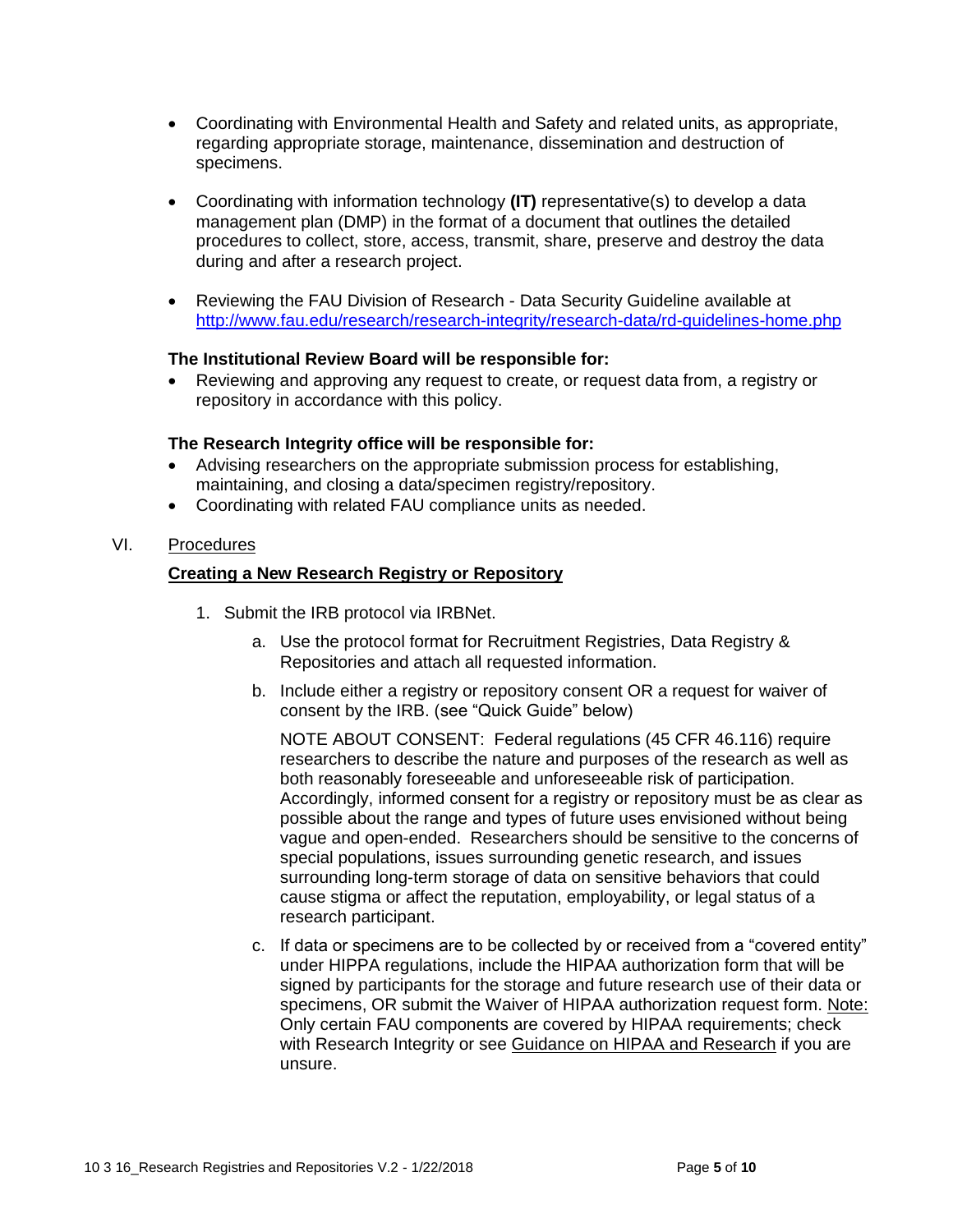- Coordinating with Environmental Health and Safety and related units, as appropriate, regarding appropriate storage, maintenance, dissemination and destruction of specimens.
- Coordinating with information technology **(IT)** representative(s) to develop a data management plan (DMP) in the format of a document that outlines the detailed procedures to collect, store, access, transmit, share, preserve and destroy the data during and after a research project.
- Reviewing the FAU Division of Research - Data Security Guideline available at http://www.fau.edu/research/research-integrity/research-data/rd-guidelines-home.php

**The Institutional Review Board will be responsible for:**

- Reviewing and approving any request to create, or request data from, a registry or repository in accordance with this policy.

**The Research Integrity office will be responsible for:**

- Advising researchers on the appropriate submission process for establishing, maintaining, and closing a data/specimen registry/repository.
- Coordinating with related FAU compliance units as needed.

## VI. Procedures

### Creating a New Research Registry or Repository

1. Submit the IRB protocol via IRBNet.
   a. Use the protocol format for Recruitment Registries, Data Registry & Repositories and attach all requested information.
   b. Include either a registry or repository consent OR a request for waiver of consent by the IRB. (see "Quick Guide" below)

      NOTE ABOUT CONSENT: Federal regulations (45 CFR 46.116) require researchers to describe the nature and purposes of the research as well as both reasonably foreseeable and unforeseeable risk of participation. Accordingly, informed consent for a registry or repository must be as clear as possible about the range and types of future uses envisioned without being vague and open-ended. Researchers should be sensitive to the concerns of special populations, issues surrounding genetic research, and issues surrounding long-term storage of data on sensitive behaviors that could cause stigma or affect the reputation, employability, or legal status of a research participant.

   c. If data or specimens are to be collected by or received from a "covered entity" under HIPPA regulations, include the HIPAA authorization form that will be signed by participants for the storage and future research use of their data or specimens, OR submit the Waiver of HIPAA authorization request form. Note: Only certain FAU components are covered by HIPAA requirements; check with Research Integrity or see Guidance on HIPAA and Research if you are unsure.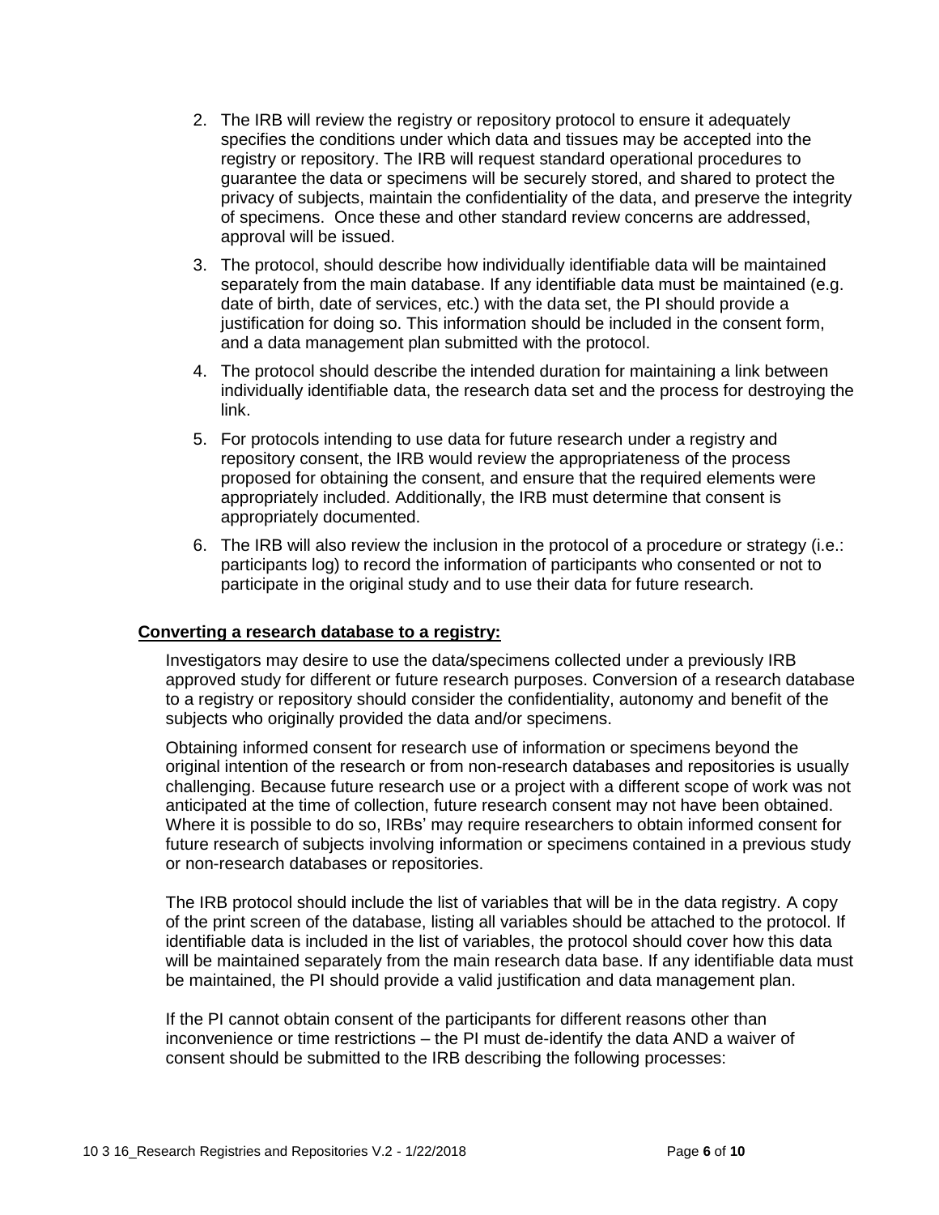2. The IRB will review the registry or repository protocol to ensure it adequately specifies the conditions under which data and tissues may be accepted into the registry or repository. The IRB will request standard operational procedures to guarantee the data or specimens will be securely stored, and shared to protect the privacy of subjects, maintain the confidentiality of the data, and preserve the integrity of specimens. Once these and other standard review concerns are addressed, approval will be issued.
3. The protocol, should describe how individually identifiable data will be maintained separately from the main database. If any identifiable data must be maintained (e.g. date of birth, date of services, etc.) with the data set, the PI should provide a justification for doing so. This information should be included in the consent form, and a data management plan submitted with the protocol.
4. The protocol should describe the intended duration for maintaining a link between individually identifiable data, the research data set and the process for destroying the link.
5. For protocols intending to use data for future research under a registry and repository consent, the IRB would review the appropriateness of the process proposed for obtaining the consent, and ensure that the required elements were appropriately included. Additionally, the IRB must determine that consent is appropriately documented.
6. The IRB will also review the inclusion in the protocol of a procedure or strategy (i.e.: participants log) to record the information of participants who consented or not to participate in the original study and to use their data for future research.

**Converting a research database to a registry:**

Investigators may desire to use the data/specimens collected under a previously IRB approved study for different or future research purposes. Conversion of a research database to a registry or repository should consider the confidentiality, autonomy and benefit of the subjects who originally provided the data and/or specimens.

Obtaining informed consent for research use of information or specimens beyond the original intention of the research or from non-research databases and repositories is usually challenging. Because future research use or a project with a different scope of work was not anticipated at the time of collection, future research consent may not have been obtained. Where it is possible to do so, IRBs' may require researchers to obtain informed consent for future research of subjects involving information or specimens contained in a previous study or non-research databases or repositories.

The IRB protocol should include the list of variables that will be in the data registry. A copy of the print screen of the database, listing all variables should be attached to the protocol. If identifiable data is included in the list of variables, the protocol should cover how this data will be maintained separately from the main research data base. If any identifiable data must be maintained, the PI should provide a valid justification and data management plan.

If the PI cannot obtain consent of the participants for different reasons other than inconvenience or time restrictions – the PI must de-identify the data AND a waiver of consent should be submitted to the IRB describing the following processes: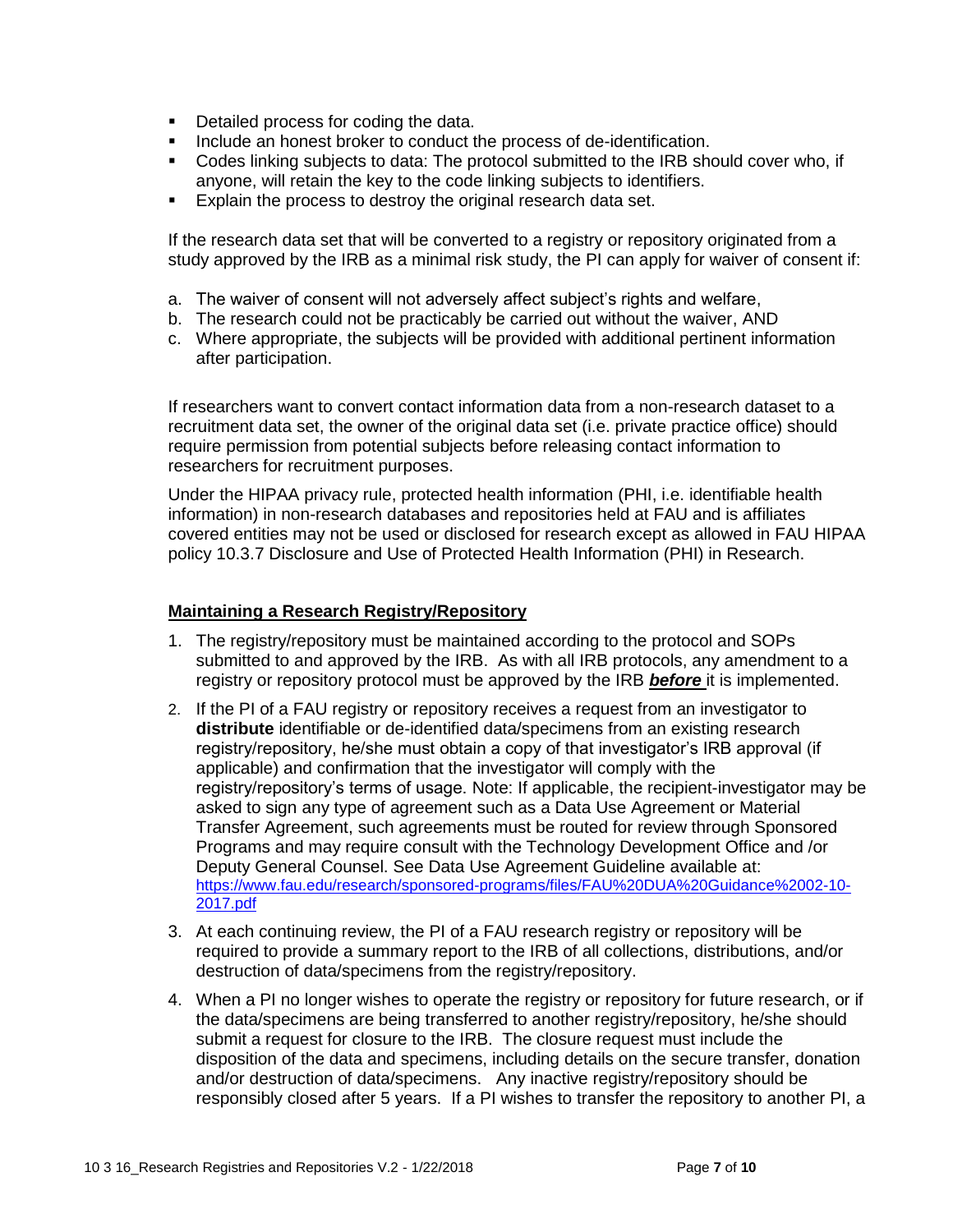- Detailed process for coding the data.
- Include an honest broker to conduct the process of de-identification.
- Codes linking subjects to data: The protocol submitted to the IRB should cover who, if anyone, will retain the key to the code linking subjects to identifiers.
- Explain the process to destroy the original research data set.

If the research data set that will be converted to a registry or repository originated from a study approved by the IRB as a minimal risk study, the PI can apply for waiver of consent if:

a. The waiver of consent will not adversely affect subject's rights and welfare,
b. The research could not be practicably be carried out without the waiver, AND
c. Where appropriate, the subjects will be provided with additional pertinent information after participation.

If researchers want to convert contact information data from a non-research dataset to a recruitment data set, the owner of the original data set (i.e. private practice office) should require permission from potential subjects before releasing contact information to researchers for recruitment purposes.

Under the HIPAA privacy rule, protected health information (PHI, i.e. identifiable health information) in non-research databases and repositories held at FAU and is affiliates covered entities may not be used or disclosed for research except as allowed in FAU HIPAA policy 10.3.7 Disclosure and Use of Protected Health Information (PHI) in Research.

## Maintaining a Research Registry/Repository

1. The registry/repository must be maintained according to the protocol and SOPs submitted to and approved by the IRB. As with all IRB protocols, any amendment to a registry or repository protocol must be approved by the IRB ***before*** it is implemented.
2. If the PI of a FAU registry or repository receives a request from an investigator to **distribute** identifiable or de-identified data/specimens from an existing research registry/repository, he/she must obtain a copy of that investigator's IRB approval (if applicable) and confirmation that the investigator will comply with the registry/repository's terms of usage. Note: If applicable, the recipient-investigator may be asked to sign any type of agreement such as a Data Use Agreement or Material Transfer Agreement, such agreements must be routed for review through Sponsored Programs and may require consult with the Technology Development Office and /or Deputy General Counsel. See Data Use Agreement Guideline available at: https://www.fau.edu/research/sponsored-programs/files/FAU%20DUA%20Guidance%2002-10-2017.pdf
3. At each continuing review, the PI of a FAU research registry or repository will be required to provide a summary report to the IRB of all collections, distributions, and/or destruction of data/specimens from the registry/repository.
4. When a PI no longer wishes to operate the registry or repository for future research, or if the data/specimens are being transferred to another registry/repository, he/she should submit a request for closure to the IRB. The closure request must include the disposition of the data and specimens, including details on the secure transfer, donation and/or destruction of data/specimens. Any inactive registry/repository should be responsibly closed after 5 years. If a PI wishes to transfer the repository to another PI, a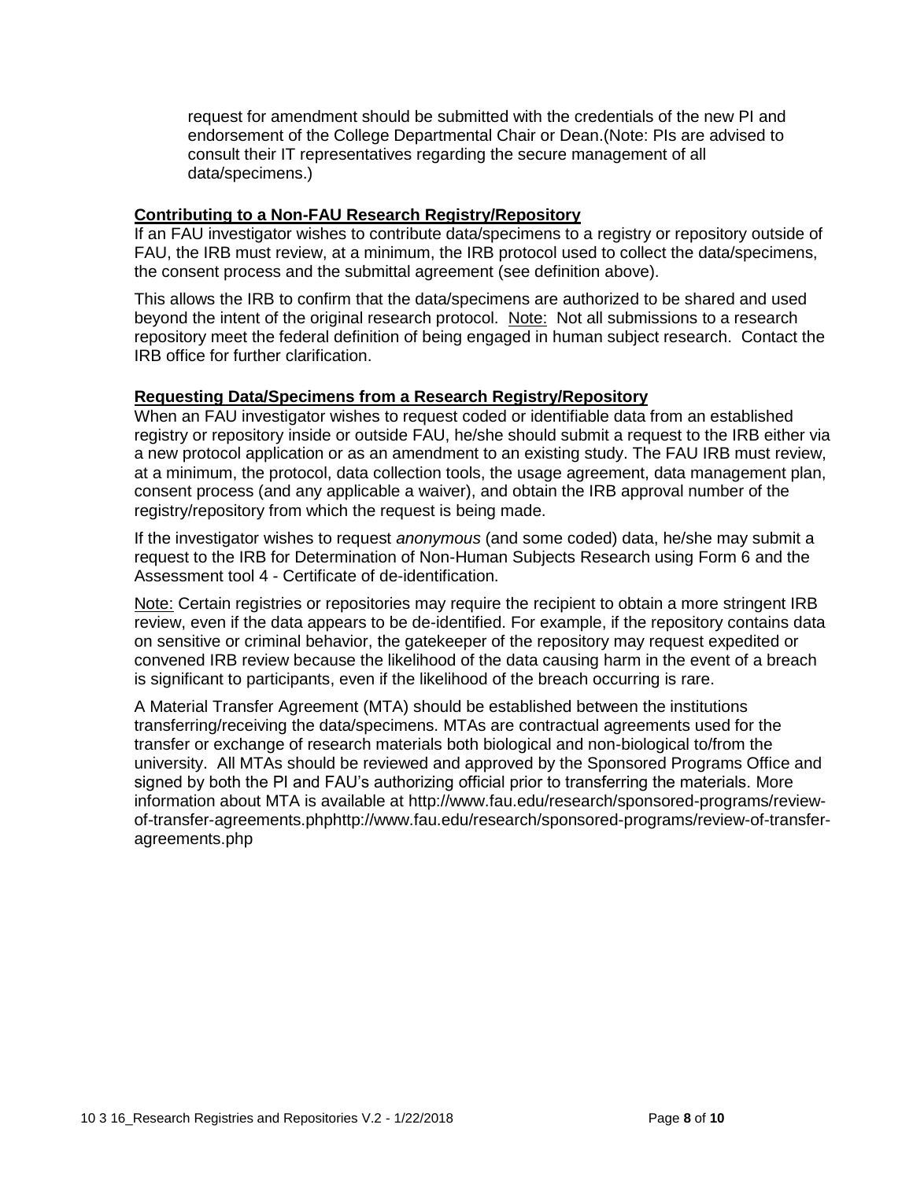request for amendment should be submitted with the credentials of the new PI and endorsement of the College Departmental Chair or Dean.(Note: PIs are advised to consult their IT representatives regarding the secure management of all data/specimens.)

### **Contributing to a Non-FAU Research Registry/Repository**

If an FAU investigator wishes to contribute data/specimens to a registry or repository outside of FAU, the IRB must review, at a minimum, the IRB protocol used to collect the data/specimens, the consent process and the submittal agreement (see definition above).

This allows the IRB to confirm that the data/specimens are authorized to be shared and used beyond the intent of the original research protocol. Note: Not all submissions to a research repository meet the federal definition of being engaged in human subject research. Contact the IRB office for further clarification.

### **Requesting Data/Specimens from a Research Registry/Repository**

When an FAU investigator wishes to request coded or identifiable data from an established registry or repository inside or outside FAU, he/she should submit a request to the IRB either via a new protocol application or as an amendment to an existing study. The FAU IRB must review, at a minimum, the protocol, data collection tools, the usage agreement, data management plan, consent process (and any applicable a waiver), and obtain the IRB approval number of the registry/repository from which the request is being made.

If the investigator wishes to request *anonymous* (and some coded) data, he/she may submit a request to the IRB for Determination of Non-Human Subjects Research using Form 6 and the Assessment tool 4 - Certificate of de-identification.

Note: Certain registries or repositories may require the recipient to obtain a more stringent IRB review, even if the data appears to be de-identified. For example, if the repository contains data on sensitive or criminal behavior, the gatekeeper of the repository may request expedited or convened IRB review because the likelihood of the data causing harm in the event of a breach is significant to participants, even if the likelihood of the breach occurring is rare.

A Material Transfer Agreement (MTA) should be established between the institutions transferring/receiving the data/specimens. MTAs are contractual agreements used for the transfer or exchange of research materials both biological and non-biological to/from the university. All MTAs should be reviewed and approved by the Sponsored Programs Office and signed by both the PI and FAU's authorizing official prior to transferring the materials. More information about MTA is available at http://www.fau.edu/research/sponsored-programs/review-of-transfer-agreements.phphttp://www.fau.edu/research/sponsored-programs/review-of-transfer-agreements.php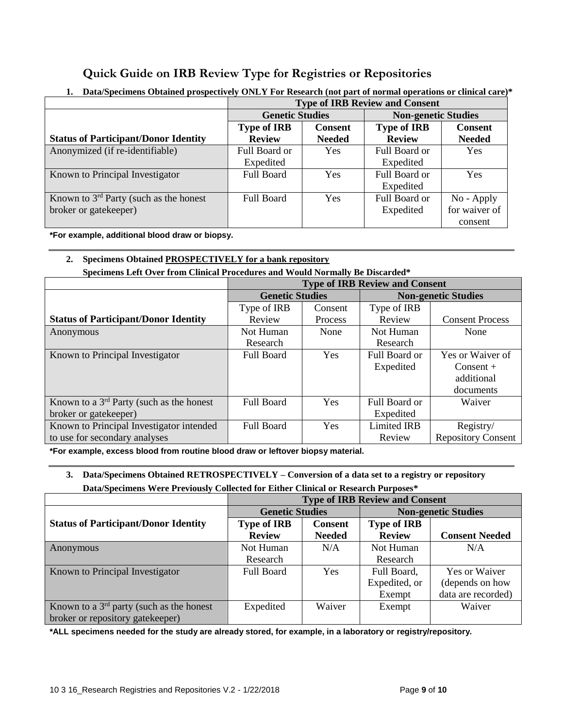# Quick Guide on IRB Review Type for Registries or Repositories

**1. Data/Specimens Obtained prospectively ONLY For Research (not part of normal operations or clinical care)***

| | Type of IRB Review and Consent | | | |
|---|---|---|---|---|
| | Genetic Studies | | Non-genetic Studies | |
| **Status of Participant/Donor Identity** | **Type of IRB Review** | **Consent Needed** | **Type of IRB Review** | **Consent Needed** |
| Anonymized (if re-identifiable) | Full Board or Expedited | Yes | Full Board or Expedited | Yes |
| Known to Principal Investigator | Full Board | Yes | Full Board or Expedited | Yes |
| Known to 3rd Party (such as the honest broker or gatekeeper) | Full Board | Yes | Full Board or Expedited | No - Apply for waiver of consent |

***For example, additional blood draw or biopsy.**

**2. Specimens Obtained PROSPECTIVELY for a bank repository**

**Specimens Left Over from Clinical Procedures and Would Normally Be Discarded***

| | Type of IRB Review and Consent | | | |
|---|---|---|---|---|
| | Genetic Studies | | Non-genetic Studies | |
| **Status of Participant/Donor Identity** | Type of IRB Review | Consent Process | Type of IRB Review | Consent Process |
| Anonymous | Not Human Research | None | Not Human Research | None |
| Known to Principal Investigator | Full Board | Yes | Full Board or Expedited | Yes or Waiver of Consent + additional documents |
| Known to a 3rd Party (such as the honest broker or gatekeeper) | Full Board | Yes | Full Board or Expedited | Waiver |
| Known to Principal Investigator intended to use for secondary analyses | Full Board | Yes | Limited IRB Review | Registry/ Repository Consent |

***For example, excess blood from routine blood draw or leftover biopsy material.**

**3. Data/Specimens Obtained RETROSPECTIVELY – Conversion of a data set to a registry or repository**

**Data/Specimens Were Previously Collected for Either Clinical or Research Purposes***

| | Type of IRB Review and Consent | | | |
|---|---|---|---|---|
| | Genetic Studies | | Non-genetic Studies | |
| **Status of Participant/Donor Identity** | **Type of IRB Review** | **Consent Needed** | **Type of IRB Review** | **Consent Needed** |
| Anonymous | Not Human Research | N/A | Not Human Research | N/A |
| Known to Principal Investigator | Full Board | Yes | Full Board, Expedited, or Exempt | Yes or Waiver (depends on how data are recorded) |
| Known to a 3rd party (such as the honest broker or repository gatekeeper) | Expedited | Waiver | Exempt | Waiver |

***ALL specimens needed for the study are already stored, for example, in a laboratory or registry/repository.**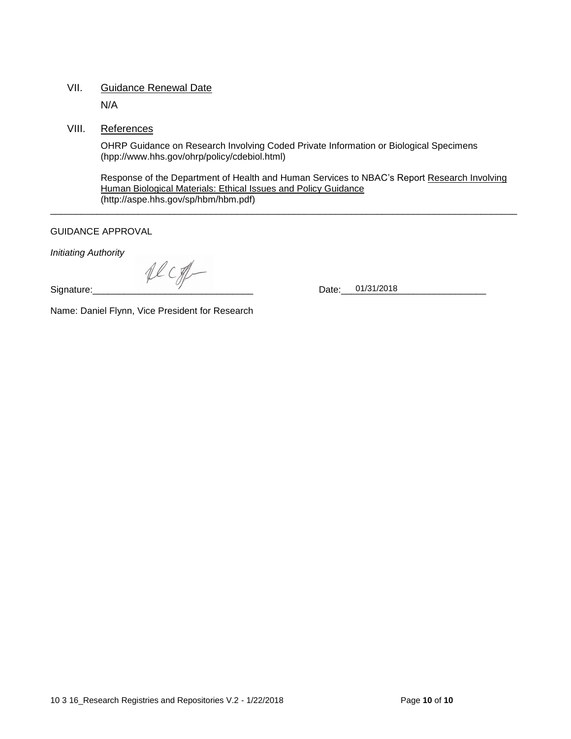## VII. Guidance Renewal Date

N/A

## VIII. References

OHRP Guidance on Research Involving Coded Private Information or Biological Specimens (hpp://www.hhs.gov/ohrp/policy/cdebiol.html)

Response of the Department of Health and Human Services to NBAC's Report Research Involving Human Biological Materials: Ethical Issues and Policy Guidance (http://aspe.hhs.gov/sp/hbm/hbm.pdf)

---

GUIDANCE APPROVAL

*Initiating Authority*

Signature:_______________________________ Date: 01/31/2018

Name: Daniel Flynn, Vice President for Research